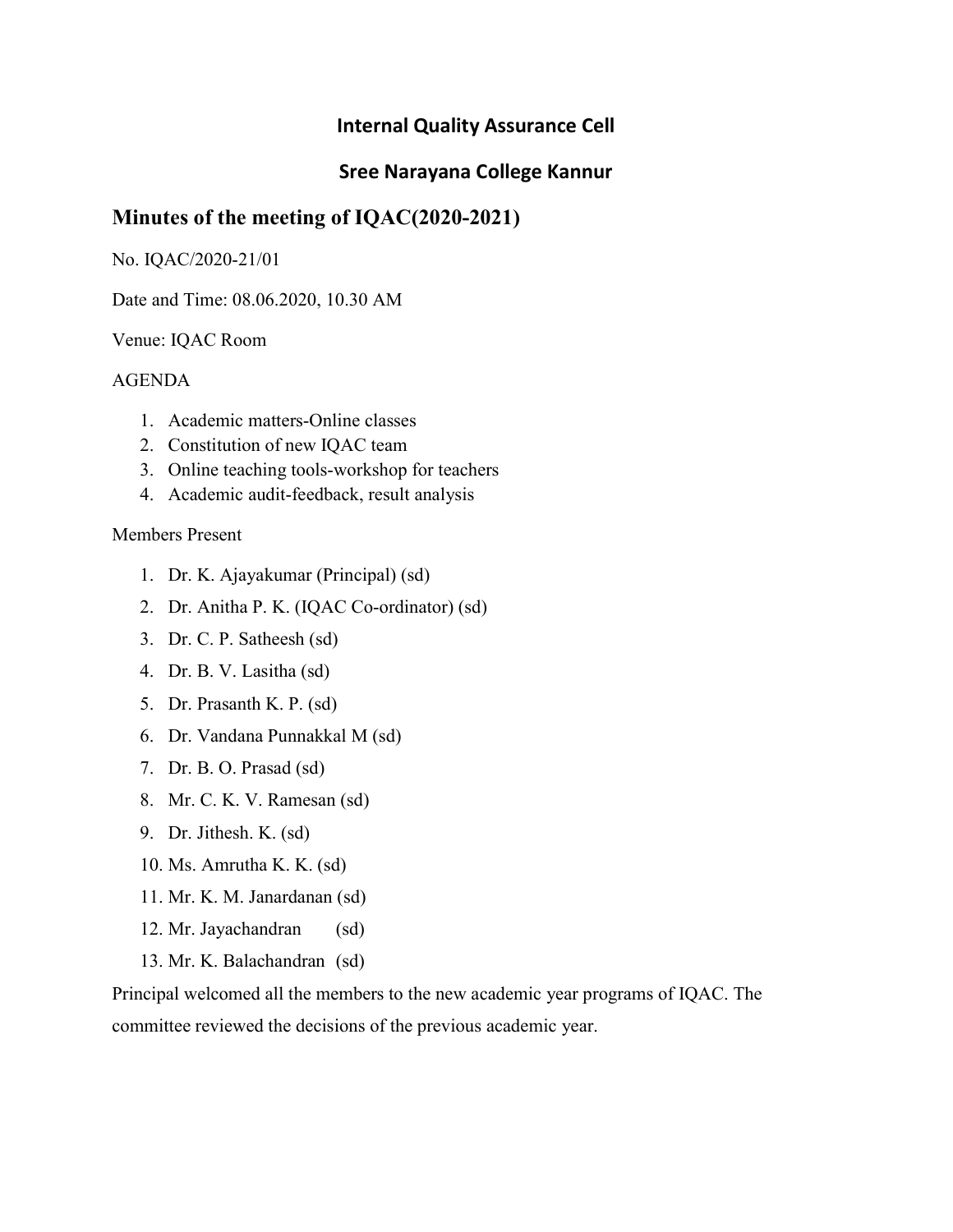## Internal Quality Assurance Cell

## Sree Narayana College Kannur

# Minutes of the meeting of IQAC(2020-2021)

No. IQAC/2020-21/01

Date and Time: 08.06.2020, 10.30 AM

Venue: IQAC Room

AGENDA

1. Academic matters-Online classes
2. Constitution of new IQAC team
3. Online teaching tools-workshop for teachers
4. Academic audit-feedback, result analysis

Members Present

1. Dr. K. Ajayakumar (Principal) (sd)
2. Dr. Anitha P. K. (IQAC Co-ordinator) (sd)
3. Dr. C. P. Satheesh (sd)
4. Dr. B. V. Lasitha (sd)
5. Dr. Prasanth K. P. (sd)
6. Dr. Vandana Punnakkal M (sd)
7. Dr. B. O. Prasad (sd)
8. Mr. C. K. V. Ramesan (sd)
9. Dr. Jithesh. K. (sd)
10. Ms. Amrutha K. K. (sd)
11. Mr. K. M. Janardanan (sd)
12. Mr. Jayachandran (sd)
13. Mr. K. Balachandran (sd)

Principal welcomed all the members to the new academic year programs of IQAC. The committee reviewed the decisions of the previous academic year.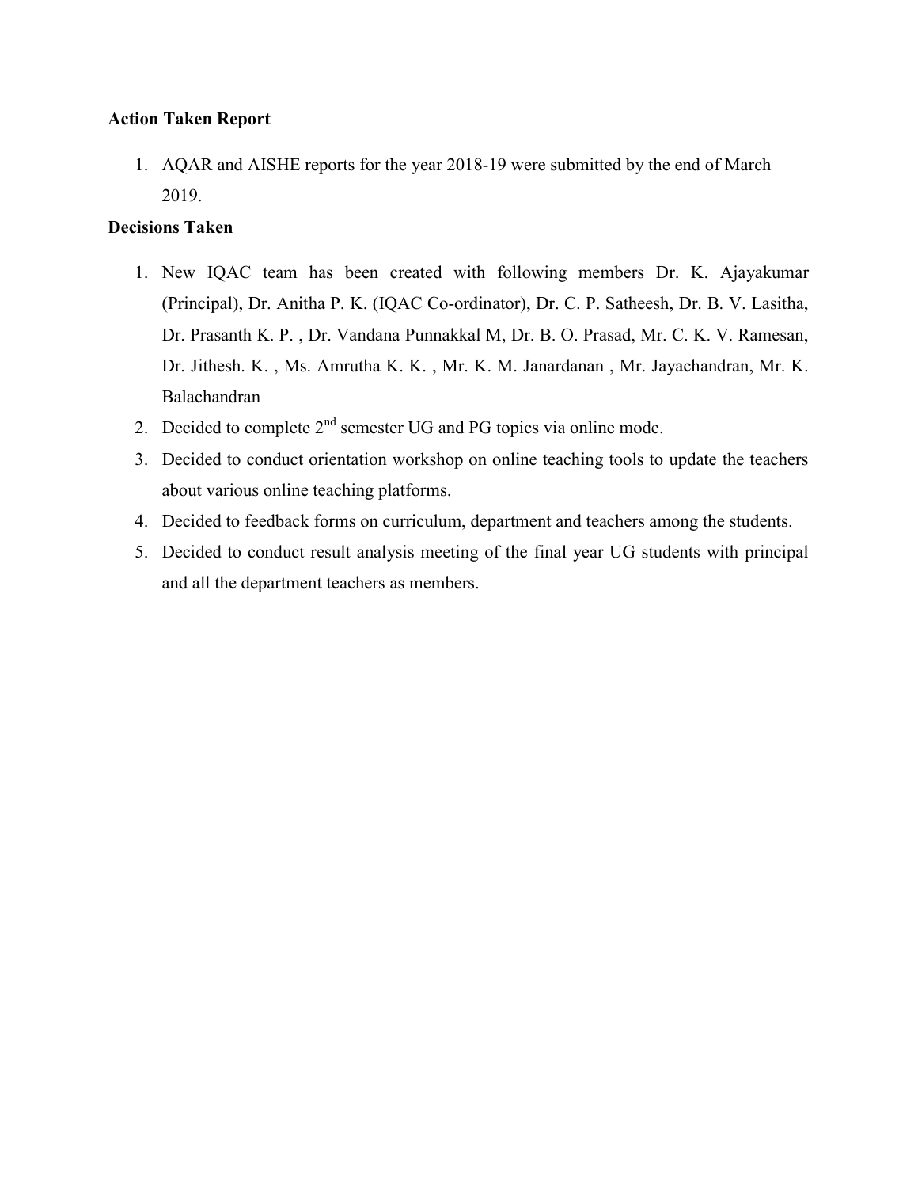**Action Taken Report**

1. AQAR and AISHE reports for the year 2018-19 were submitted by the end of March 2019.

**Decisions Taken**

1. New IQAC team has been created with following members Dr. K. Ajayakumar (Principal), Dr. Anitha P. K. (IQAC Co-ordinator), Dr. C. P. Satheesh, Dr. B. V. Lasitha, Dr. Prasanth K. P. , Dr. Vandana Punnakkal M, Dr. B. O. Prasad, Mr. C. K. V. Ramesan, Dr. Jithesh. K. , Ms. Amrutha K. K. , Mr. K. M. Janardanan , Mr. Jayachandran, Mr. K. Balachandran
2. Decided to complete 2nd semester UG and PG topics via online mode.
3. Decided to conduct orientation workshop on online teaching tools to update the teachers about various online teaching platforms.
4. Decided to feedback forms on curriculum, department and teachers among the students.
5. Decided to conduct result analysis meeting of the final year UG students with principal and all the department teachers as members.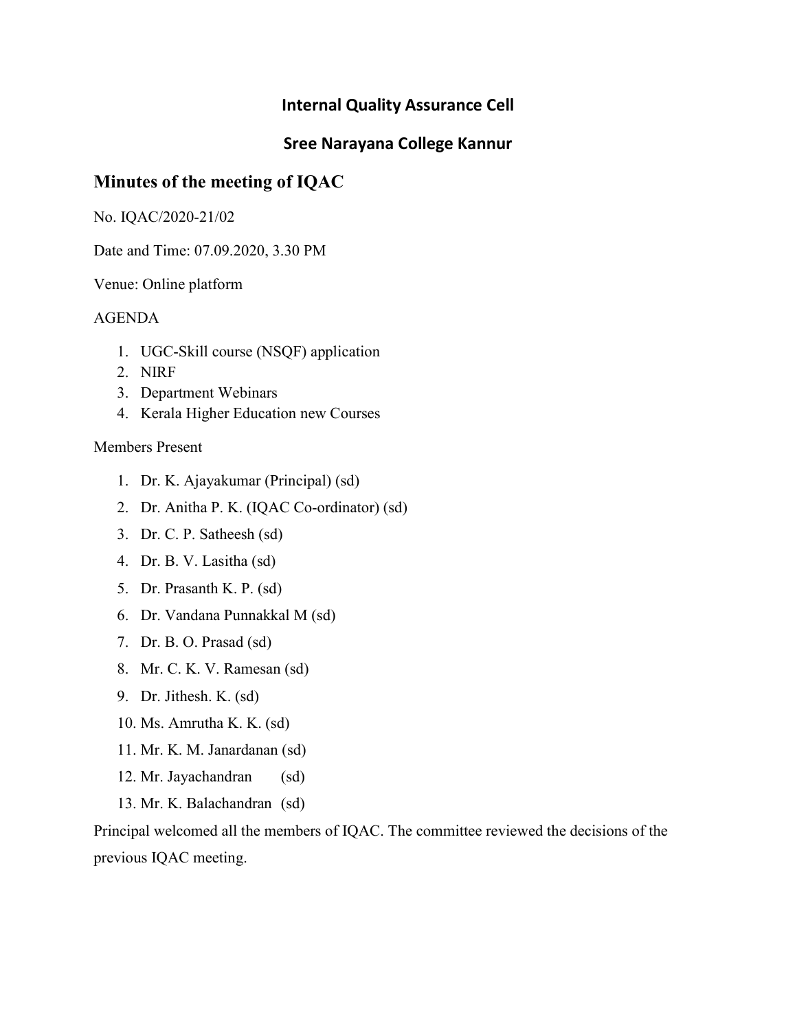## Internal Quality Assurance Cell

## Sree Narayana College Kannur

# Minutes of the meeting of IQAC

No. IQAC/2020-21/02

Date and Time: 07.09.2020, 3.30 PM

Venue: Online platform

AGENDA

1. UGC-Skill course (NSQF) application
2. NIRF
3. Department Webinars
4. Kerala Higher Education new Courses

Members Present

1. Dr. K. Ajayakumar (Principal) (sd)
2. Dr. Anitha P. K. (IQAC Co-ordinator) (sd)
3. Dr. C. P. Satheesh (sd)
4. Dr. B. V. Lasitha (sd)
5. Dr. Prasanth K. P. (sd)
6. Dr. Vandana Punnakkal M (sd)
7. Dr. B. O. Prasad (sd)
8. Mr. C. K. V. Ramesan (sd)
9. Dr. Jithesh. K. (sd)
10. Ms. Amrutha K. K. (sd)
11. Mr. K. M. Janardanan (sd)
12. Mr. Jayachandran (sd)
13. Mr. K. Balachandran (sd)

Principal welcomed all the members of IQAC. The committee reviewed the decisions of the previous IQAC meeting.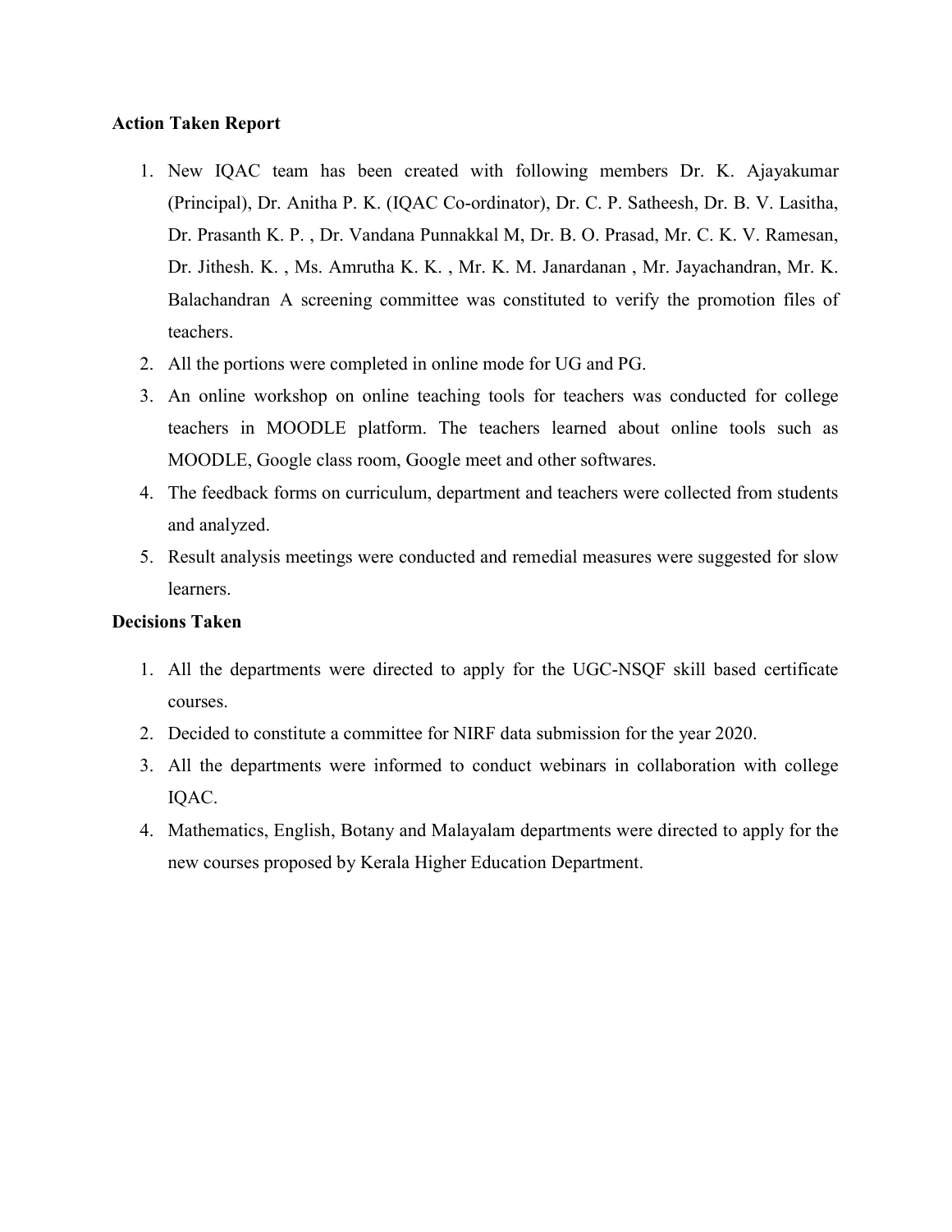**Action Taken Report**

1. New IQAC team has been created with following members Dr. K. Ajayakumar (Principal), Dr. Anitha P. K. (IQAC Co-ordinator), Dr. C. P. Satheesh, Dr. B. V. Lasitha, Dr. Prasanth K. P. , Dr. Vandana Punnakkal M, Dr. B. O. Prasad, Mr. C. K. V. Ramesan, Dr. Jithesh. K. , Ms. Amrutha K. K. , Mr. K. M. Janardanan , Mr. Jayachandran, Mr. K. Balachandran A screening committee was constituted to verify the promotion files of teachers.
2. All the portions were completed in online mode for UG and PG.
3. An online workshop on online teaching tools for teachers was conducted for college teachers in MOODLE platform. The teachers learned about online tools such as MOODLE, Google class room, Google meet and other softwares.
4. The feedback forms on curriculum, department and teachers were collected from students and analyzed.
5. Result analysis meetings were conducted and remedial measures were suggested for slow learners.

**Decisions Taken**

1. All the departments were directed to apply for the UGC-NSQF skill based certificate courses.
2. Decided to constitute a committee for NIRF data submission for the year 2020.
3. All the departments were informed to conduct webinars in collaboration with college IQAC.
4. Mathematics, English, Botany and Malayalam departments were directed to apply for the new courses proposed by Kerala Higher Education Department.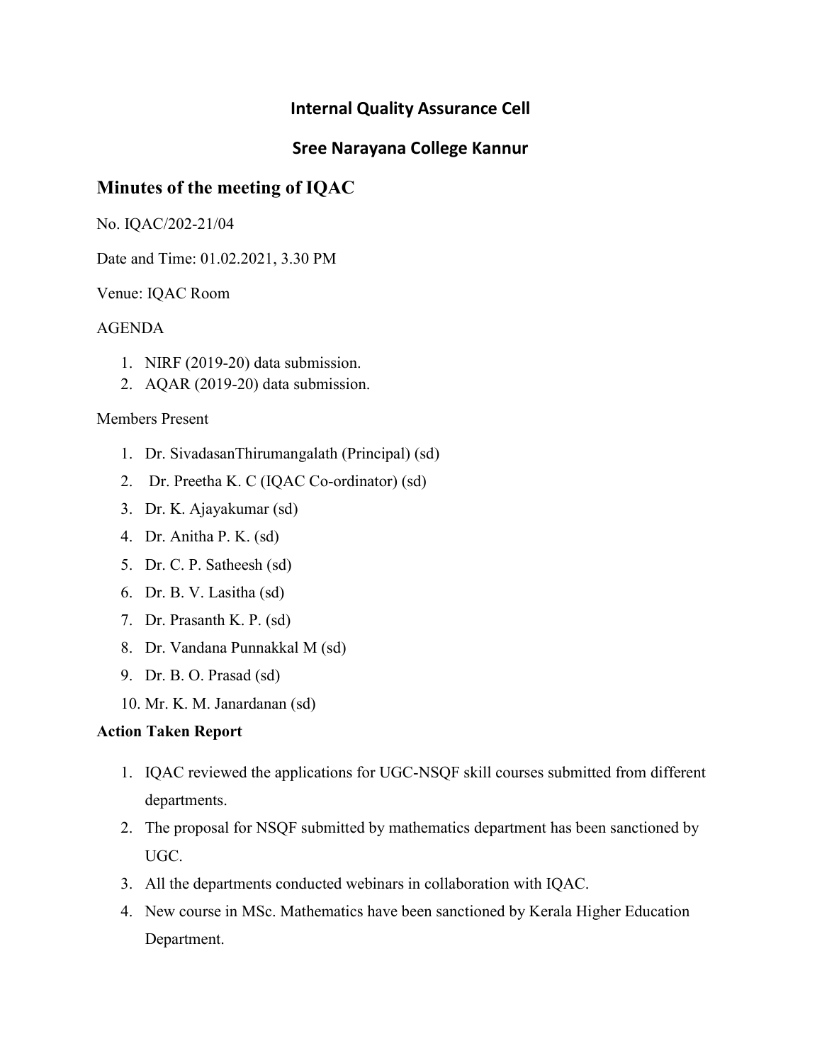## Internal Quality Assurance Cell

## Sree Narayana College Kannur

# Minutes of the meeting of IQAC

No. IQAC/202-21/04

Date and Time: 01.02.2021, 3.30 PM

Venue: IQAC Room

AGENDA

1. NIRF (2019-20) data submission.
2. AQAR (2019-20) data submission.

Members Present

1. Dr. SivadasanThirumangalath (Principal) (sd)
2. Dr. Preetha K. C (IQAC Co-ordinator) (sd)
3. Dr. K. Ajayakumar (sd)
4. Dr. Anitha P. K. (sd)
5. Dr. C. P. Satheesh (sd)
6. Dr. B. V. Lasitha (sd)
7. Dr. Prasanth K. P. (sd)
8. Dr. Vandana Punnakkal M (sd)
9. Dr. B. O. Prasad (sd)
10. Mr. K. M. Janardanan (sd)

**Action Taken Report**

1. IQAC reviewed the applications for UGC-NSQF skill courses submitted from different departments.
2. The proposal for NSQF submitted by mathematics department has been sanctioned by UGC.
3. All the departments conducted webinars in collaboration with IQAC.
4. New course in MSc. Mathematics have been sanctioned by Kerala Higher Education Department.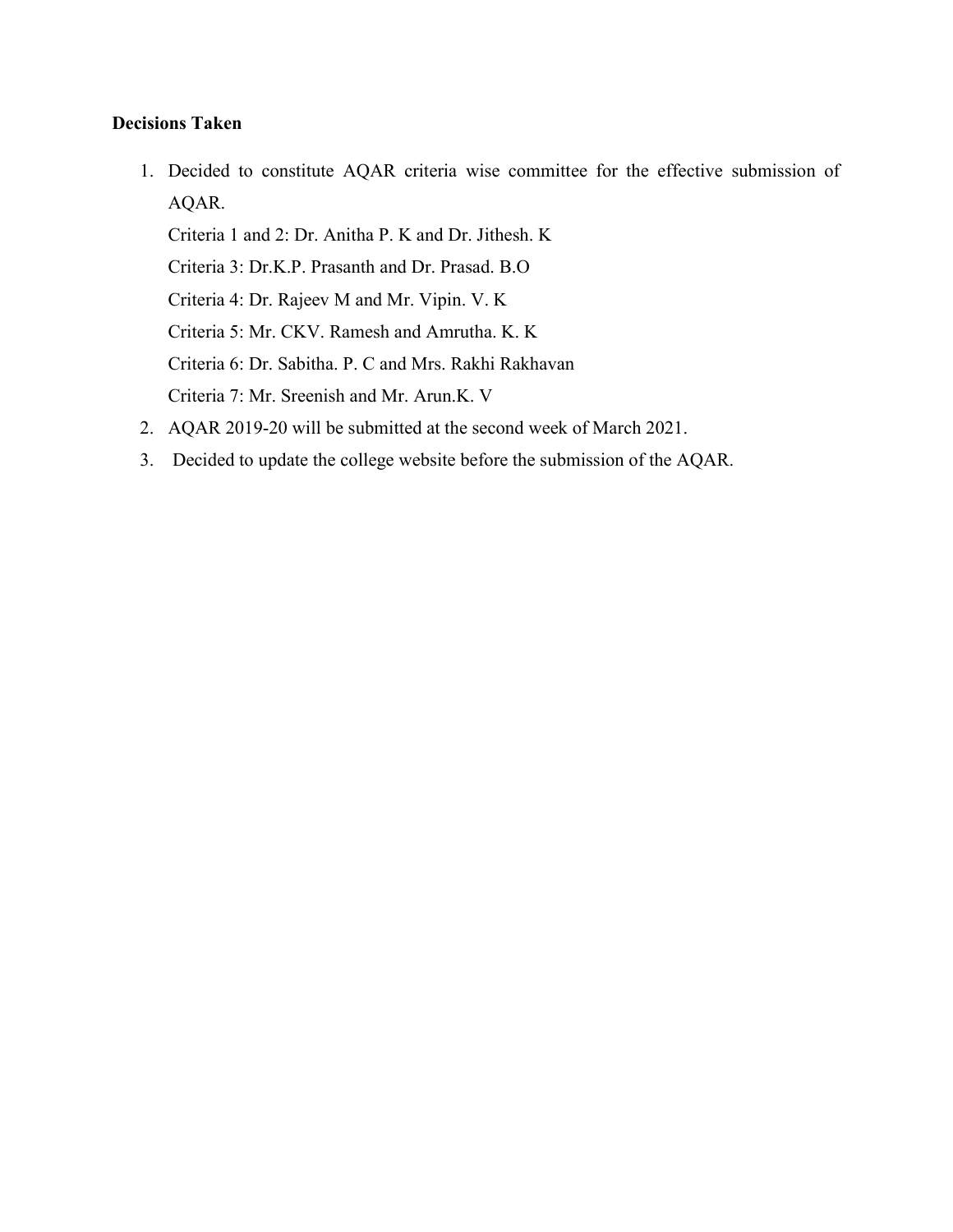**Decisions Taken**

1. Decided to constitute AQAR criteria wise committee for the effective submission of AQAR.
   Criteria 1 and 2: Dr. Anitha P. K and Dr. Jithesh. K
   Criteria 3: Dr.K.P. Prasanth and Dr. Prasad. B.O
   Criteria 4: Dr. Rajeev M and Mr. Vipin. V. K
   Criteria 5: Mr. CKV. Ramesh and Amrutha. K. K
   Criteria 6: Dr. Sabitha. P. C and Mrs. Rakhi Rakhavan
   Criteria 7: Mr. Sreenish and Mr. Arun.K. V
2. AQAR 2019-20 will be submitted at the second week of March 2021.
3. Decided to update the college website before the submission of the AQAR.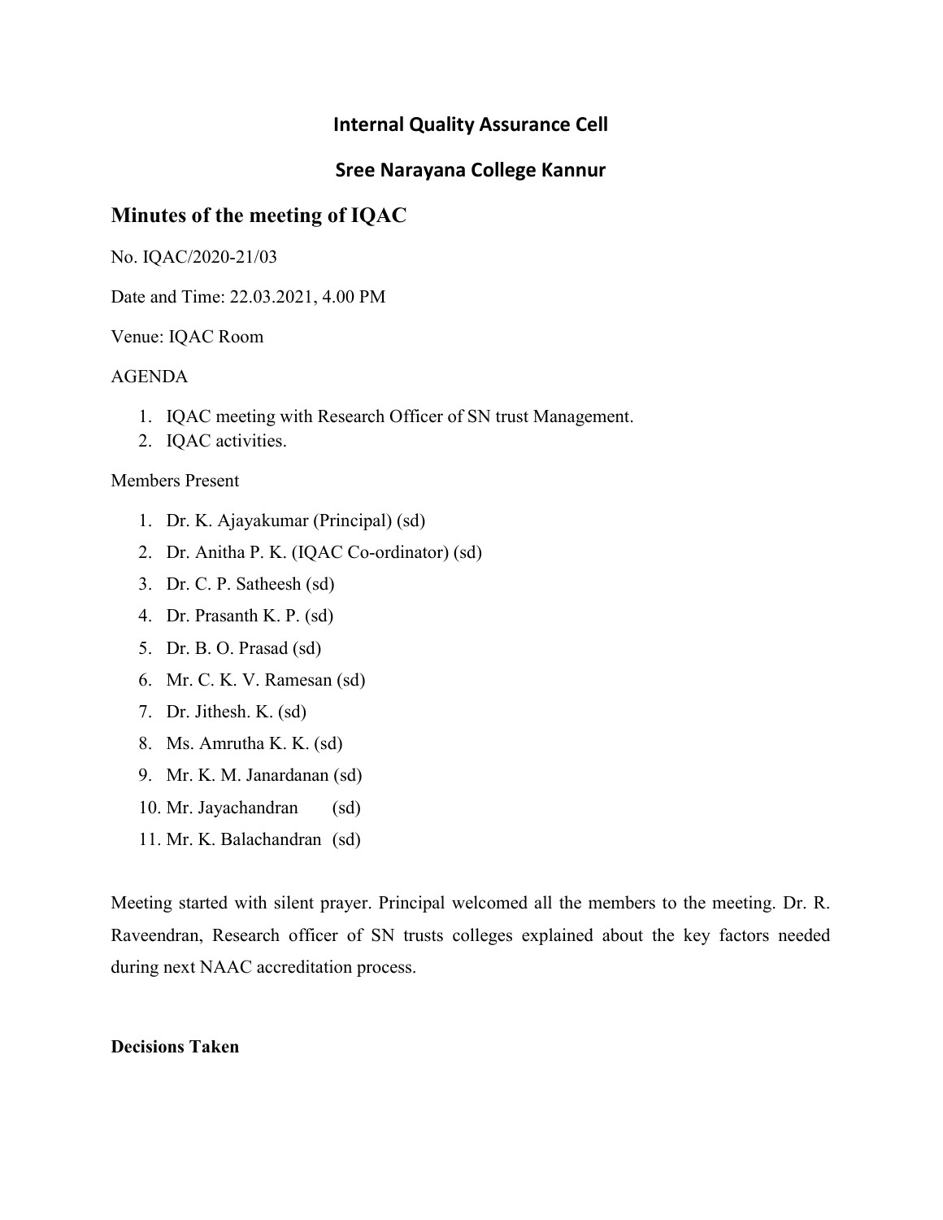# Internal Quality Assurance Cell

# Sree Narayana College Kannur

## Minutes of the meeting of IQAC

No. IQAC/2020-21/03

Date and Time: 22.03.2021, 4.00 PM

Venue: IQAC Room

AGENDA

1. IQAC meeting with Research Officer of SN trust Management.
2. IQAC activities.

Members Present

1. Dr. K. Ajayakumar (Principal) (sd)
2. Dr. Anitha P. K. (IQAC Co-ordinator) (sd)
3. Dr. C. P. Satheesh (sd)
4. Dr. Prasanth K. P. (sd)
5. Dr. B. O. Prasad (sd)
6. Mr. C. K. V. Ramesan (sd)
7. Dr. Jithesh. K. (sd)
8. Ms. Amrutha K. K. (sd)
9. Mr. K. M. Janardanan (sd)
10. Mr. Jayachandran (sd)
11. Mr. K. Balachandran (sd)

Meeting started with silent prayer. Principal welcomed all the members to the meeting. Dr. R. Raveendran, Research officer of SN trusts colleges explained about the key factors needed during next NAAC accreditation process.

**Decisions Taken**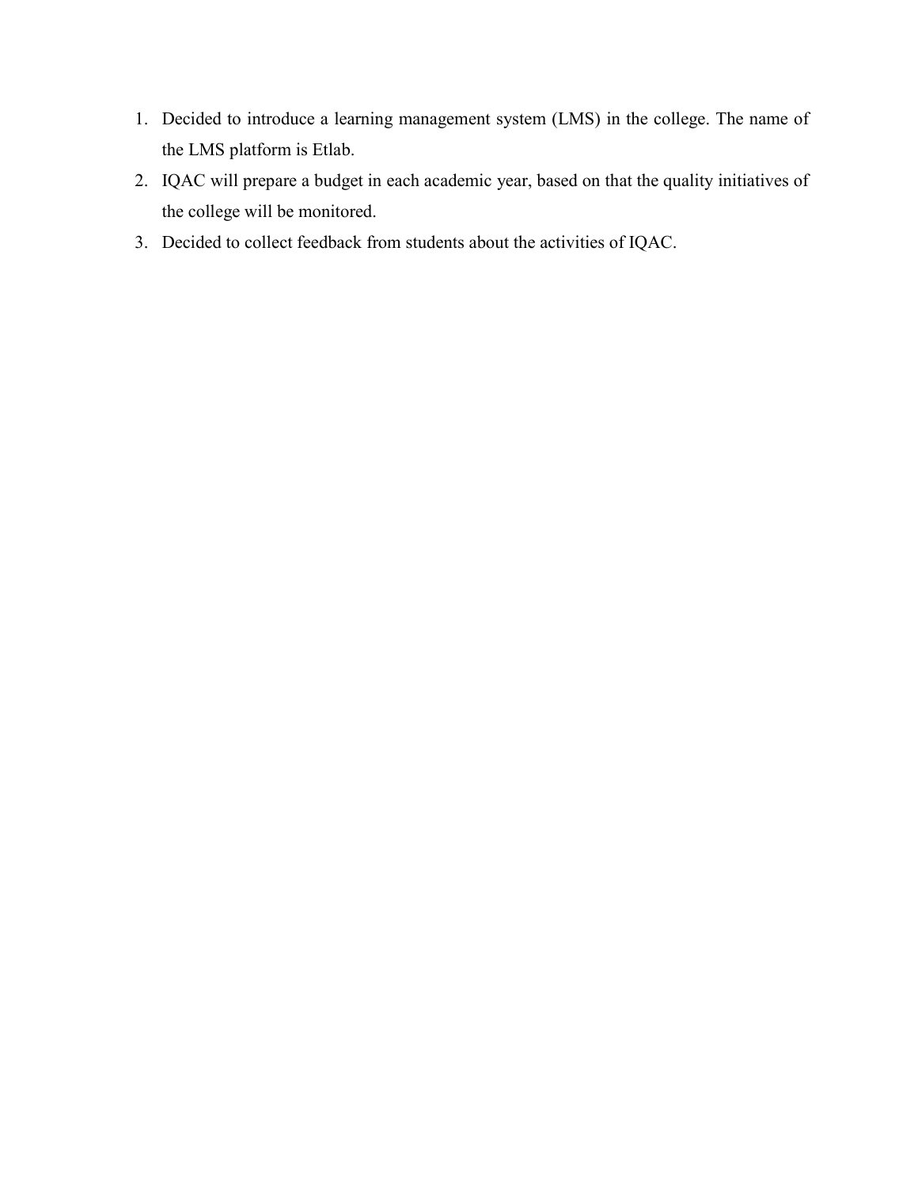1. Decided to introduce a learning management system (LMS) in the college. The name of the LMS platform is Etlab.
2. IQAC will prepare a budget in each academic year, based on that the quality initiatives of the college will be monitored.
3. Decided to collect feedback from students about the activities of IQAC.